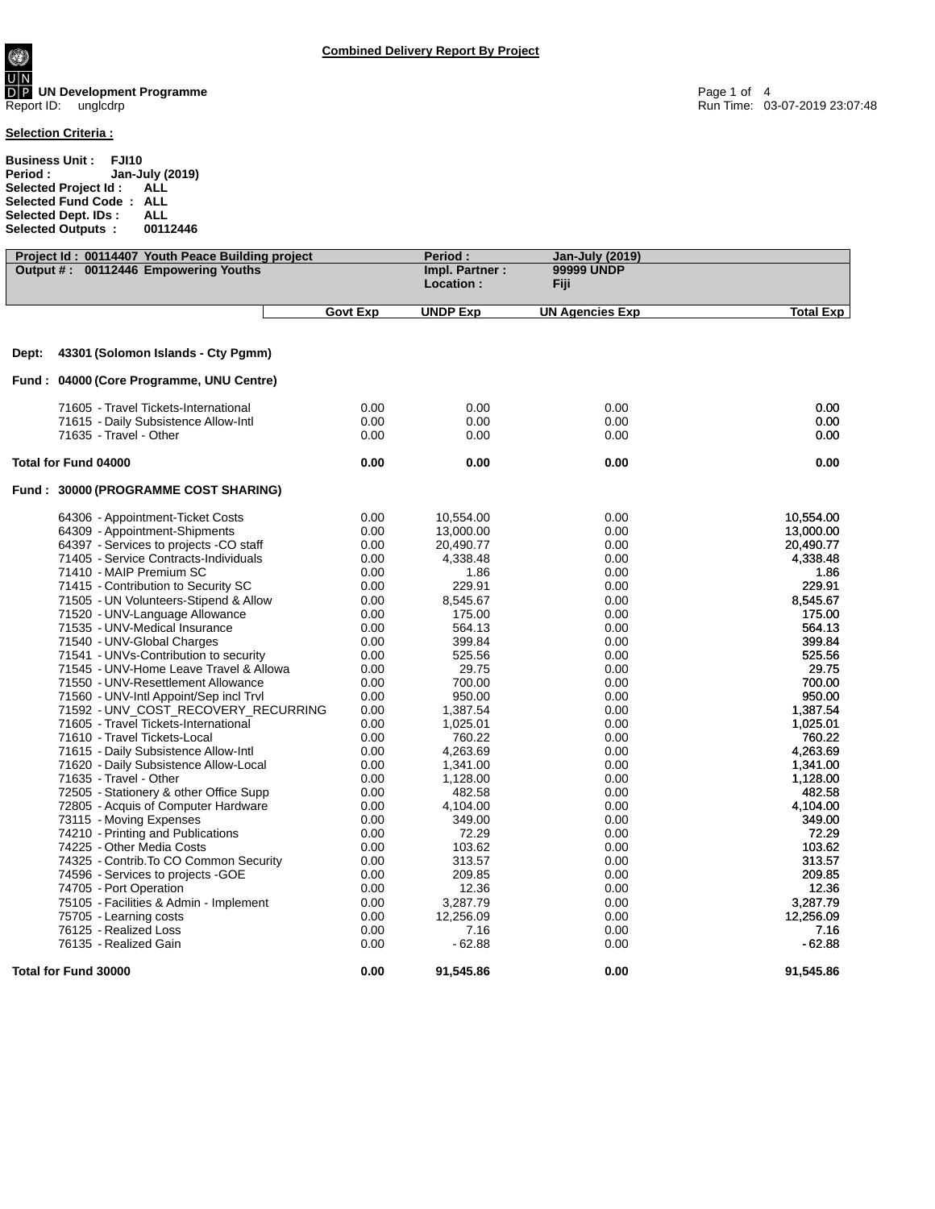## Combined Delivery Report By Project

**UN Development Programme**
Report ID: unglcdrp

Run Time: 03-07-2019 23:07:48

**Selection Criteria :**

**Business Unit :** FJI10
**Period :** Jan-July (2019)
**Selected Project Id :** ALL
**Selected Fund Code :** ALL
**Selected Dept. IDs :** ALL
**Selected Outputs :** 00112446

| **Project Id : 00114407 Youth Peace Building project** | | **Period :** | **Jan-July (2019)** | |
|---|---|---|---|---|
| **Output # : 00112446 Empowering Youths** | | **Impl. Partner :** | **99999 UNDP** | |
| | | **Location :** | **Fiji** | |
| | **Govt Exp** | **UNDP Exp** | **UN Agencies Exp** | **Total Exp** |
| **Dept: 43301 (Solomon Islands - Cty Pgmm)** | | | | |
| **Fund : 04000 (Core Programme, UNU Centre)** | | | | |
| 71605 - Travel Tickets-International | 0.00 | 0.00 | 0.00 | 0.00 |
| 71615 - Daily Subsistence Allow-Intl | 0.00 | 0.00 | 0.00 | 0.00 |
| 71635 - Travel - Other | 0.00 | 0.00 | 0.00 | 0.00 |
| **Total for Fund 04000** | **0.00** | **0.00** | **0.00** | **0.00** |
| **Fund : 30000 (PROGRAMME COST SHARING)** | | | | |
| 64306 - Appointment-Ticket Costs | 0.00 | 10,554.00 | 0.00 | 10,554.00 |
| 64309 - Appointment-Shipments | 0.00 | 13,000.00 | 0.00 | 13,000.00 |
| 64397 - Services to projects -CO staff | 0.00 | 20,490.77 | 0.00 | 20,490.77 |
| 71405 - Service Contracts-Individuals | 0.00 | 4,338.48 | 0.00 | 4,338.48 |
| 71410 - MAIP Premium SC | 0.00 | 1.86 | 0.00 | 1.86 |
| 71415 - Contribution to Security SC | 0.00 | 229.91 | 0.00 | 229.91 |
| 71505 - UN Volunteers-Stipend & Allow | 0.00 | 8,545.67 | 0.00 | 8,545.67 |
| 71520 - UNV-Language Allowance | 0.00 | 175.00 | 0.00 | 175.00 |
| 71535 - UNV-Medical Insurance | 0.00 | 564.13 | 0.00 | 564.13 |
| 71540 - UNV-Global Charges | 0.00 | 399.84 | 0.00 | 399.84 |
| 71541 - UNVs-Contribution to security | 0.00 | 525.56 | 0.00 | 525.56 |
| 71545 - UNV-Home Leave Travel & Allowa | 0.00 | 29.75 | 0.00 | 29.75 |
| 71550 - UNV-Resettlement Allowance | 0.00 | 700.00 | 0.00 | 700.00 |
| 71560 - UNV-Intl Appoint/Sep incl Trvl | 0.00 | 950.00 | 0.00 | 950.00 |
| 71592 - UNV_COST_RECOVERY_RECURRING | 0.00 | 1,387.54 | 0.00 | 1,387.54 |
| 71605 - Travel Tickets-International | 0.00 | 1,025.01 | 0.00 | 1,025.01 |
| 71610 - Travel Tickets-Local | 0.00 | 760.22 | 0.00 | 760.22 |
| 71615 - Daily Subsistence Allow-Intl | 0.00 | 4,263.69 | 0.00 | 4,263.69 |
| 71620 - Daily Subsistence Allow-Local | 0.00 | 1,341.00 | 0.00 | 1,341.00 |
| 71635 - Travel - Other | 0.00 | 1,128.00 | 0.00 | 1,128.00 |
| 72505 - Stationery & other Office Supp | 0.00 | 482.58 | 0.00 | 482.58 |
| 72805 - Acquis of Computer Hardware | 0.00 | 4,104.00 | 0.00 | 4,104.00 |
| 73115 - Moving Expenses | 0.00 | 349.00 | 0.00 | 349.00 |
| 74210 - Printing and Publications | 0.00 | 72.29 | 0.00 | 72.29 |
| 74225 - Other Media Costs | 0.00 | 103.62 | 0.00 | 103.62 |
| 74325 - Contrib.To CO Common Security | 0.00 | 313.57 | 0.00 | 313.57 |
| 74596 - Services to projects -GOE | 0.00 | 209.85 | 0.00 | 209.85 |
| 74705 - Port Operation | 0.00 | 12.36 | 0.00 | 12.36 |
| 75105 - Facilities & Admin - Implement | 0.00 | 3,287.79 | 0.00 | 3,287.79 |
| 75705 - Learning costs | 0.00 | 12,256.09 | 0.00 | 12,256.09 |
| 76125 - Realized Loss | 0.00 | 7.16 | 0.00 | 7.16 |
| 76135 - Realized Gain | 0.00 | - 62.88 | 0.00 | - 62.88 |
| **Total for Fund 30000** | **0.00** | **91,545.86** | **0.00** | **91,545.86** |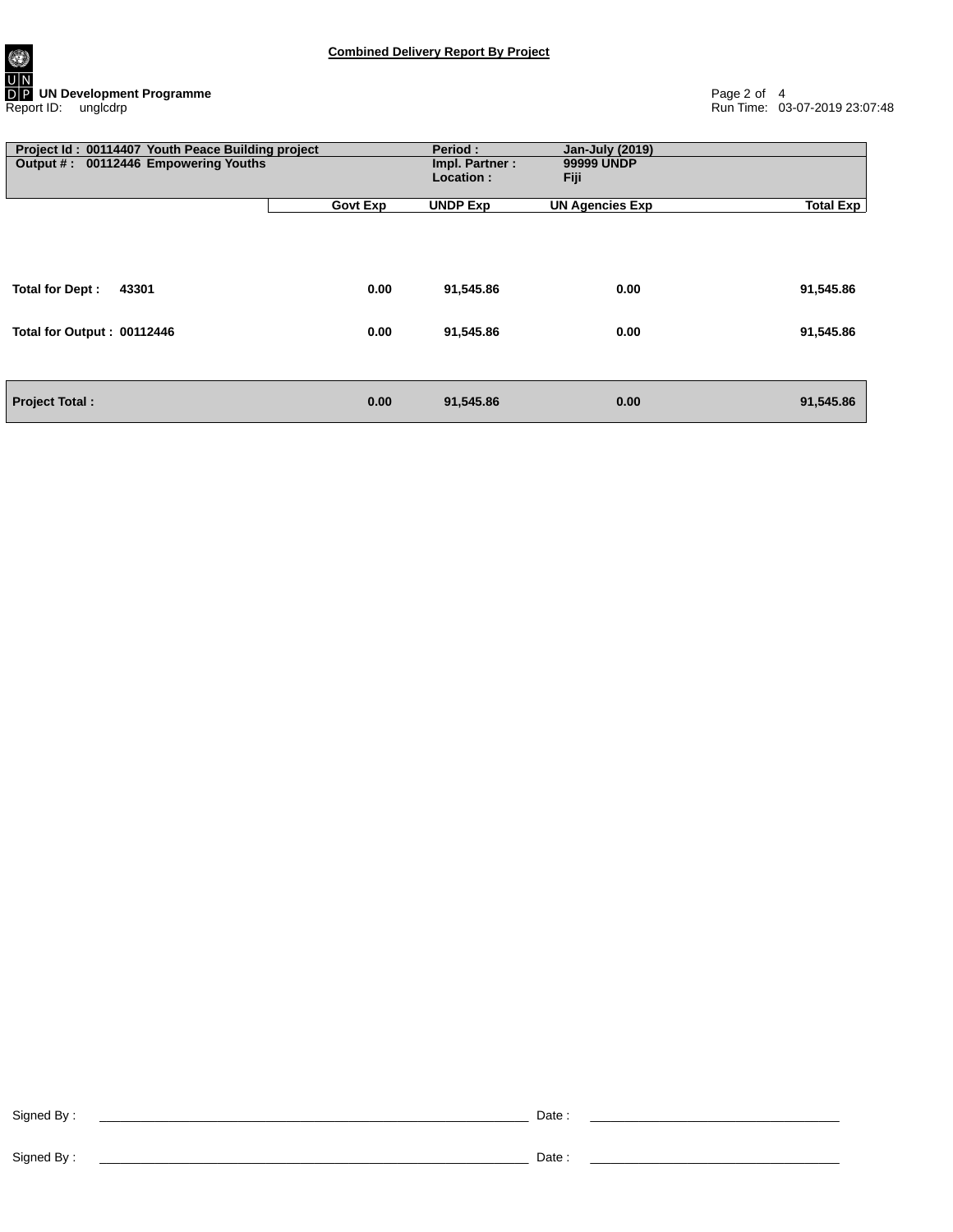**Combined Delivery Report By Project**

**UN Development Programme**
Report ID: unglcdrp

Run Time: 03-07-2019 23:07:48

| **Project Id : 00114407 Youth Peace Building project** | | **Period :** | **Jan-July (2019)** | |
|---|---|---|---|---|
| **Output # : 00112446 Empowering Youths** | | **Impl. Partner :** | **99999 UNDP** | |
| | | **Location :** | **Fiji** | |
| | **Govt Exp** | **UNDP Exp** | **UN Agencies Exp** | **Total Exp** |
| **Total for Dept : 43301** | **0.00** | **91,545.86** | **0.00** | **91,545.86** |
| **Total for Output : 00112446** | **0.00** | **91,545.86** | **0.00** | **91,545.86** |
| **Project Total :** | **0.00** | **91,545.86** | **0.00** | **91,545.86** |

Signed By : ______________________ Date : ______________________

Signed By : ______________________ Date : ______________________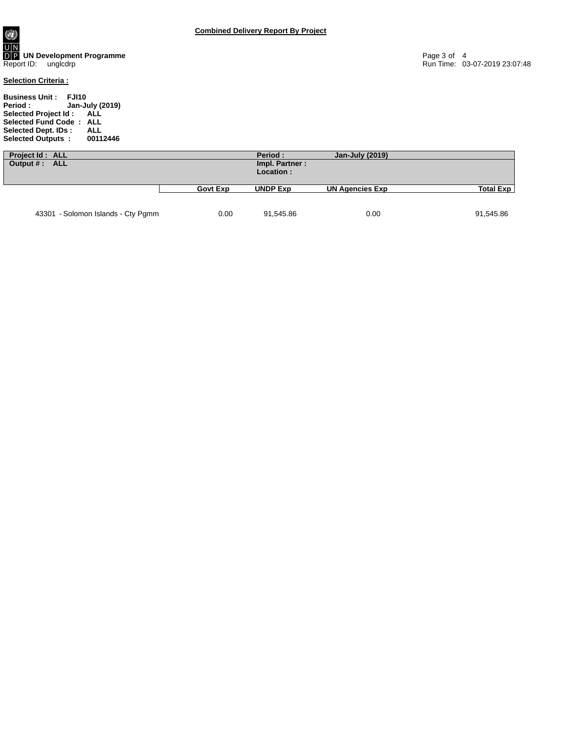**Combined Delivery Report By Project**

**UN Development Programme**
Report ID: unglcdrp

Run Time: 03-07-2019 23:07:48

**Selection Criteria :**

**Business Unit :** FJI10
**Period :** Jan-July (2019)
**Selected Project Id :** ALL
**Selected Fund Code :** ALL
**Selected Dept. IDs :** ALL
**Selected Outputs :** 00112446

| **Project Id : ALL** | | **Period :** | **Jan-July (2019)** | |
|---|---|---|---|---|
| **Output # : ALL** | | **Impl. Partner :** | | |
| | | **Location :** | | |
| | **Govt Exp** | **UNDP Exp** | **UN Agencies Exp** | **Total Exp** |
| 43301 - Solomon Islands - Cty Pgmm | 0.00 | 91,545.86 | 0.00 | 91,545.86 |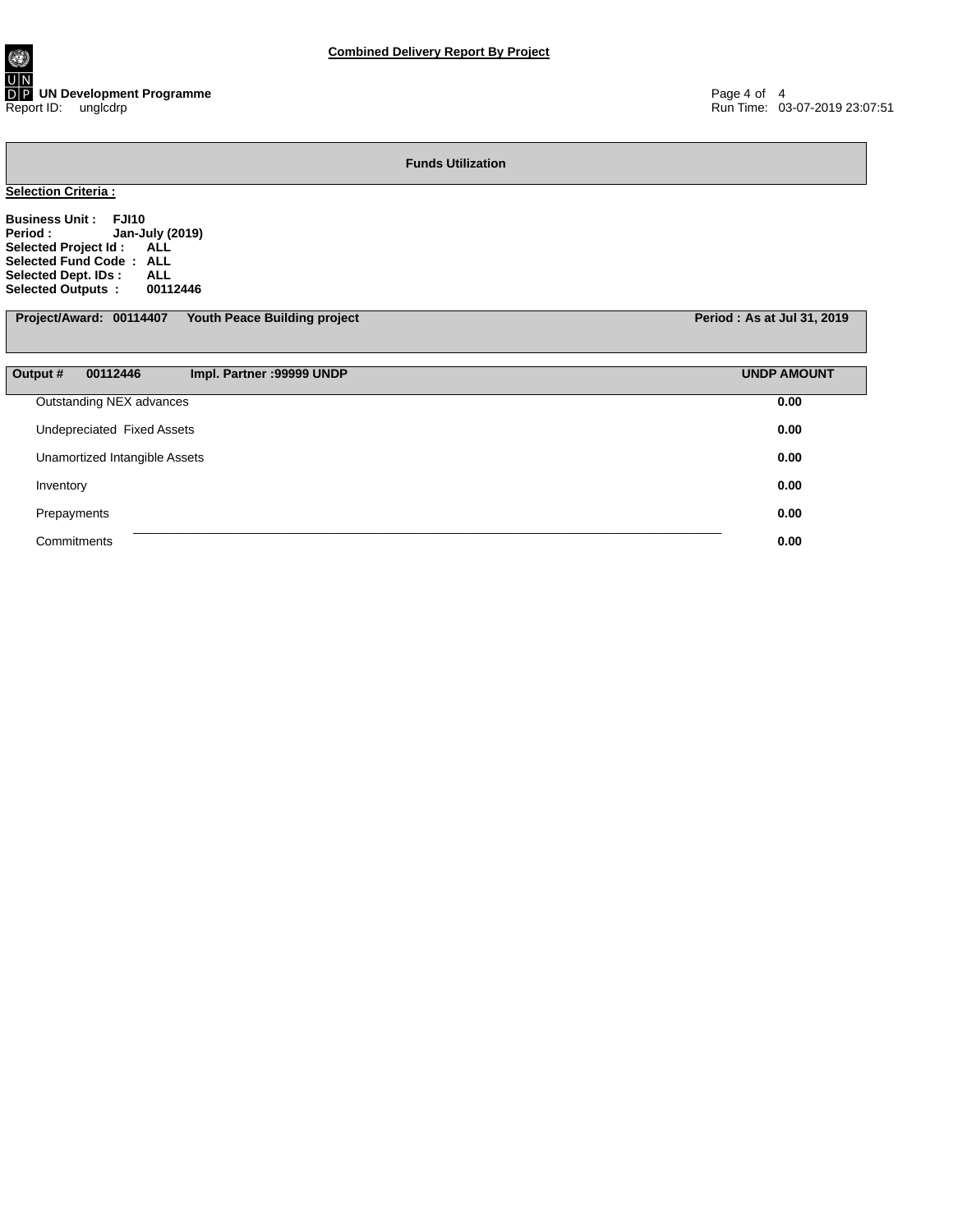**Combined Delivery Report By Project**

**UN Development Programme**
Report ID: unglcdrp

Run Time: 03-07-2019 23:07:51

## Funds Utilization

**Selection Criteria :**

**Business Unit :** FJI10
**Period :** Jan-July (2019)
**Selected Project Id :** ALL
**Selected Fund Code :** ALL
**Selected Dept. IDs :** ALL
**Selected Outputs :** 00112446

**Project/Award: 00114407 Youth Peace Building project** — **Period : As at Jul 31, 2019**

| Output # 00112446 Impl. Partner :99999 UNDP | UNDP AMOUNT |
|---|---|
| Outstanding NEX advances | 0.00 |
| Undepreciated Fixed Assets | 0.00 |
| Unamortized Intangible Assets | 0.00 |
| Inventory | 0.00 |
| Prepayments | 0.00 |
| Commitments | 0.00 |